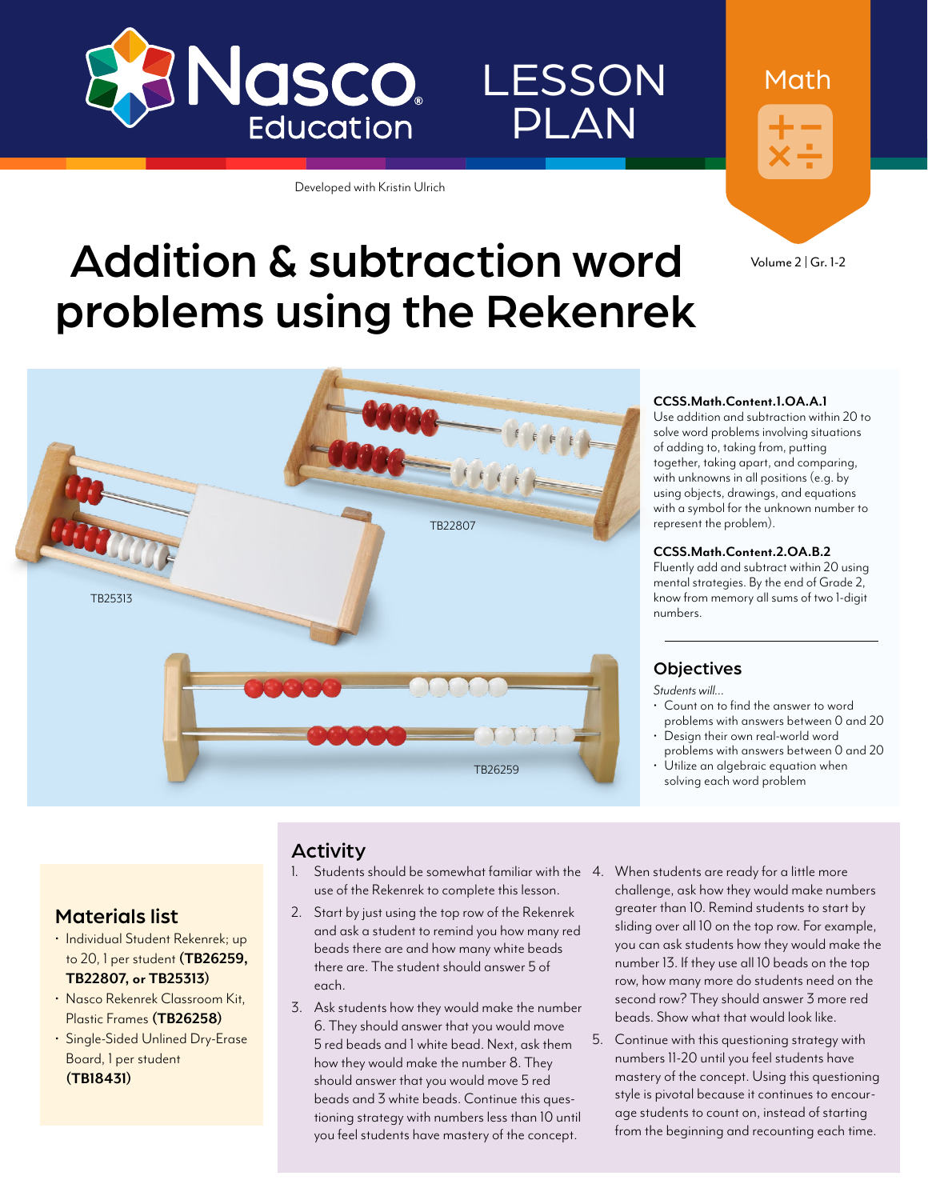Nasco Education

LESSON PLAN

Math

Developed with Kristin Ulrich

Volume 2 | Gr. 1-2

# Addition & subtraction word problems using the Rekenrek

TB25313

TB22807

TB26259

**CCSS.Math.Content.1.OA.A.1**
Use addition and subtraction within 20 to solve word problems involving situations of adding to, taking from, putting together, taking apart, and comparing, with unknowns in all positions (e.g. by using objects, drawings, and equations with a symbol for the unknown number to represent the problem).

**CCSS.Math.Content.2.OA.B.2**
Fluently add and subtract within 20 using mental strategies. By the end of Grade 2, know from memory all sums of two 1-digit numbers.

## Objectives

*Students will...*

- Count on to find the answer to word problems with answers between 0 and 20
- Design their own real-world word problems with answers between 0 and 20
- Utilize an algebraic equation when solving each word problem

## Materials list

- Individual Student Rekenrek; up to 20, 1 per student **(TB26259, TB22807, or TB25313)**
- Nasco Rekenrek Classroom Kit, Plastic Frames **(TB26258)**
- Single-Sided Unlined Dry-Erase Board, 1 per student **(TB18431)**

## Activity

1. Students should be somewhat familiar with the use of the Rekenrek to complete this lesson.
2. Start by just using the top row of the Rekenrek and ask a student to remind you how many red beads there are and how many white beads there are. The student should answer 5 of each.
3. Ask students how they would make the number 6. They should answer that you would move 5 red beads and 1 white bead. Next, ask them how they would make the number 8. They should answer you would move 5 red beads and 3 white beads. Continue this questioning strategy with numbers less than 10 until you feel students have mastery of the concept.
4. When students are ready for a little more challenge, ask how they would make numbers greater than 10. Remind students to start by sliding over all 10 on the top row. For example, you can ask students how they would make the number 13. If they use all 10 beads on the top row, how many more do students need on the second row? They should answer 3 more red beads. Show what that would look like.
5. Continue with this questioning strategy with numbers 11-20 until you feel students have mastery of the concept. Using this questioning style is pivotal because it continues to encourage students to count on, instead of starting from the beginning and recounting each time.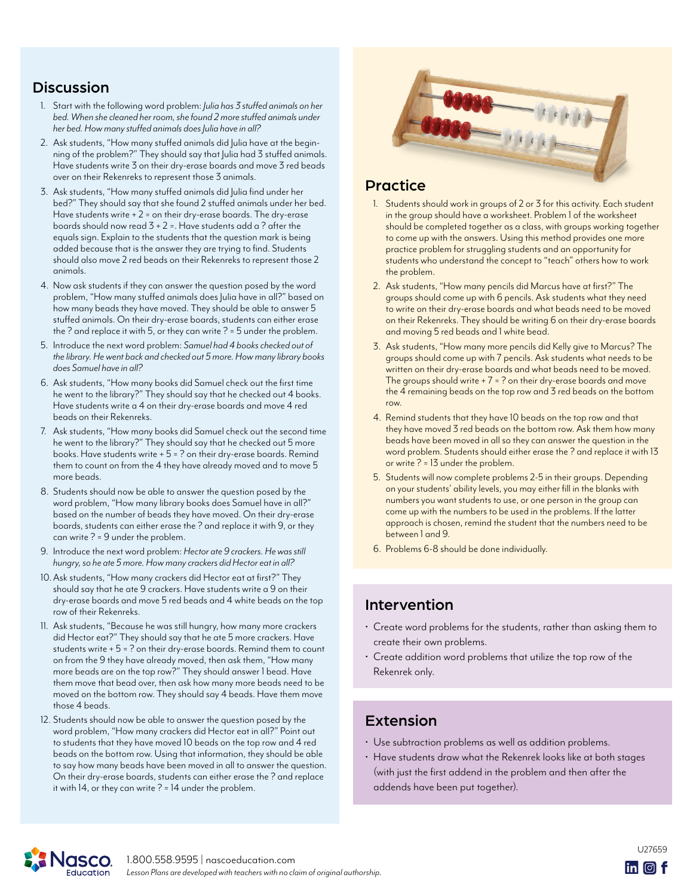## Discussion

1. Start with the following word problem: *Julia has 3 stuffed animals on her bed. When she cleaned her room, she found 2 more stuffed animals under her bed. How many stuffed animals does Julia have in all?*
2. Ask students, "How many stuffed animals did Julia have at the beginning of the problem?" They should say that Julia had 3 stuffed animals. Have students write 3 on their dry-erase boards and move 3 red beads over on their Rekenreks to represent those 3 animals.
3. Ask students, "How many stuffed animals did Julia find under her bed?" They should say that she found 2 stuffed animals under her bed. Have students write + 2 = on their dry-erase boards. The dry-erase boards should now read 3 + 2 =. Have students add a ? after the equals sign. Explain to the students that the question mark is being added because that is the answer they are trying to find. Students should also move 2 red beads on their Rekenreks to represent those 2 animals.
4. Now ask students if they can answer the question posed by the word problem, "How many stuffed animals does Julia have in all?" based on how many beads they have moved. They should be able to answer 5 stuffed animals. On their dry-erase boards, students can either erase the ? and replace it with 5, or they can write ? = 5 under the problem.
5. Introduce the next word problem: *Samuel had 4 books checked out of the library. He went back and checked out 5 more. How many library books does Samuel have in all?*
6. Ask students, "How many books did Samuel check out the first time he went to the library?" They should say that he checked out 4 books. Have students write a 4 on their dry-erase boards and move 4 red beads on their Rekenreks.
7. Ask students, "How many books did Samuel check out the second time he went to the library?" They should say that he checked out 5 more books. Have students write + 5 = ? on their dry-erase boards. Remind them to count on from the 4 they have already moved and to move 5 more beads.
8. Students should now be able to answer the question posed by the word problem, "How many library books does Samuel have in all?" based on the number of beads they have moved. On their dry-erase boards, students can either erase the ? and replace it with 9, or they can write ? = 9 under the problem.
9. Introduce the next word problem: *Hector ate 9 crackers. He was still hungry, so he ate 5 more. How many crackers did Hector eat in all?*
10. Ask students, "How many crackers did Hector eat at first?" They should say that he ate 9 crackers. Have students write a 9 on their dry-erase boards and move 5 red beads and 4 white beads on the top row of their Rekenreks.
11. Ask students, "Because he was still hungry, how many more crackers did Hector eat?" They should say that he ate 5 more crackers. Have students write + 5 = ? on their dry-erase boards. Remind them to count on from the 9 they have already moved, then ask them, "How many more beads are on the top row?" They should answer 1 bead. Have them move that bead over, then ask how many more beads need to be moved on the bottom row. They should say 4 beads. Have them move those 4 beads.
12. Students should now be able to answer the question posed by the word problem, "How many crackers did Hector eat in all?" Point out to students that they have moved 10 beads on the top row and 4 red beads on the bottom row. Using that information, they should be able to say how many beads have been moved in all to answer the question. On their dry-erase boards, students can either erase the ? and replace it with 14, or they can write ? = 14 under the problem.

## Practice

1. Students should work in groups of 2 or 3 for this activity. Each student in the group should have a worksheet. Problem 1 of the worksheet should be completed together as a class, with groups working together to come up with the answers. Using this method provides one more practice problem for struggling students and an opportunity for students who understand the concept to "teach" others how to work the problem.
2. Ask students, "How many pencils did Marcus have at first?" The groups should come up with 6 pencils. Ask students what they need to write on their dry-erase boards and what beads need to be moved on their Rekenreks. They should be writing 6 on their dry-erase boards and moving 5 red beads and 1 white bead.
3. Ask students, "How many more pencils did Kelly give to Marcus? The groups should come up with 7 pencils. Ask students what needs to be written on their dry-erase boards and what beads need to be moved. The groups should write + 7 = ? on their dry-erase boards and move the 4 remaining beads on the top row and 3 red beads on the bottom row.
4. Remind students that they have 10 beads on the top row and that they have moved 3 red beads on the bottom row. Ask them how many beads have been moved in all so they can answer the question in the word problem. Students should either erase the ? and replace it with 13 or write ? = 13 under the problem.
5. Students will now complete problems 2-5 in their groups. Depending on your students' ability levels, you may either fill in the blanks with numbers you want students to use, or one person in the group can come up with the numbers to be used in the problems. If the latter approach is chosen, remind the student that the numbers need to be between 1 and 9.
6. Problems 6-8 should be done individually.

## Intervention

- Create word problems for the students, rather than asking them to create their own problems.
- Create addition word problems that utilize the top row of the Rekenrek only.

## Extension

- Use subtraction problems as well as addition problems.
- Have students draw what the Rekenrek looks like at both stages (with just the first addend in the problem and then after the addends have been put together).

1.800.558.9595 | nascoeducation.com

*Lesson Plans are developed with teachers with no claim of original authorship.*

U27659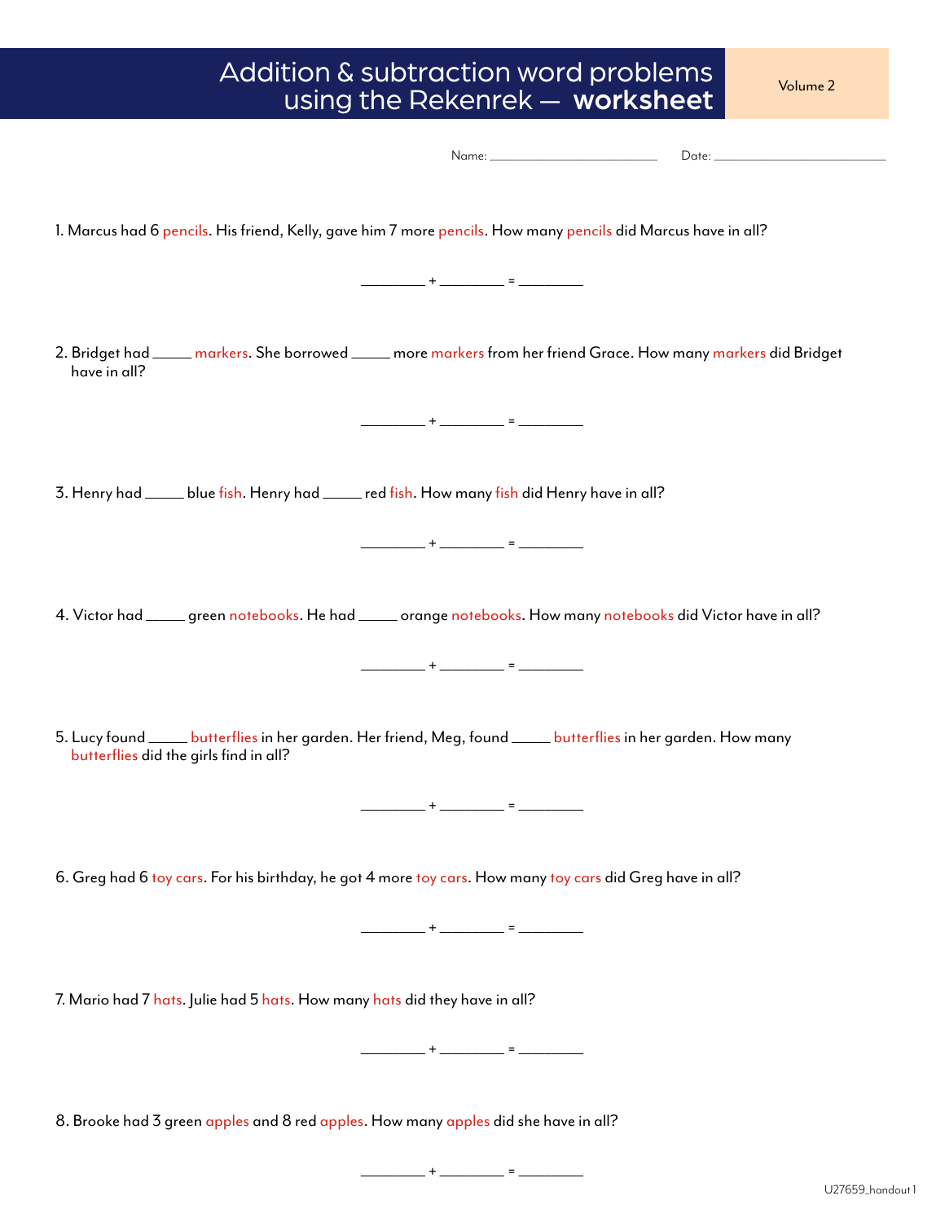# Addition & subtraction word problems using the Rekenrek — **worksheet**

Volume 2

Name: ____________________ Date: ____________________

1. Marcus had 6 pencils. His friend, Kelly, gave him 7 more pencils. How many pencils did Marcus have in all?

_______ + _______ = _______

2. Bridget had _____ markers. She borrowed _____ more markers from her friend Grace. How many markers did Bridget have in all?

_______ + _______ = _______

3. Henry had _____ blue fish. Henry had _____ red fish. How many fish did Henry have in all?

_______ + _______ = _______

4. Victor had _____ green notebooks. He had _____ orange notebooks. How many notebooks did Victor have in all?

_______ + _______ = _______

5. Lucy found _____ butterflies in her garden. Her friend, Meg, found _____ butterflies in her garden. How many butterflies did the girls find in all?

_______ + _______ = _______

6. Greg had 6 toy cars. For his birthday, he got 4 more toy cars. How many toy cars did Greg have in all?

_______ + _______ = _______

7. Mario had 7 hats. Julie had 5 hats. How many hats did they have in all?

_______ + _______ = _______

8. Brooke had 3 green apples and 8 red apples. How many apples did she have in all?

_______ + _______ = _______

U27659_handout 1